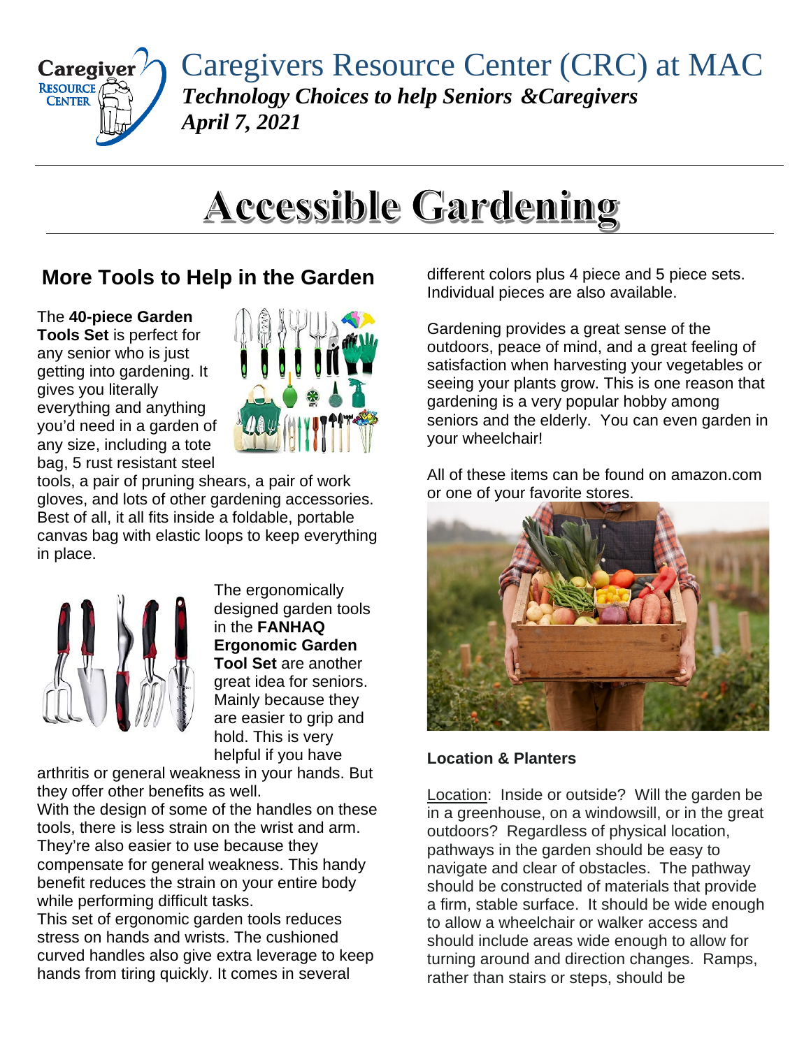# Caregivers Resource Center (CRC) at MAC

***Technology Choices to help Seniors &Caregivers***

***April 7, 2021***

# Accessible Gardening

## More Tools to Help in the Garden

The **40-piece Garden Tools Set** is perfect for any senior who is just getting into gardening. It gives you literally everything and anything you'd need in a garden of any size, including a tote bag, 5 rust resistant steel tools, a pair of pruning shears, a pair of work gloves, and lots of other gardening accessories. Best of all, it all fits inside a foldable, portable canvas bag with elastic loops to keep everything in place.

The ergonomically designed garden tools in the **FANHAQ Ergonomic Garden Tool Set** are another great idea for seniors. Mainly because they are easier to grip and hold. This is very helpful if you have arthritis or general weakness in your hands. But they offer other benefits as well.

With the design of some of the handles on these tools, there is less strain on the wrist and arm. They're also easier to use because they compensate for general weakness. This handy benefit reduces the strain on your entire body while performing difficult tasks.

This set of ergonomic garden tools reduces stress on hands and wrists. The cushioned curved handles also give extra leverage to keep hands from tiring quickly. It comes in several different colors plus 4 piece and 5 piece sets. Individual pieces are also available.

Gardening provides a great sense of the outdoors, peace of mind, and a great feeling of satisfaction when harvesting your vegetables or seeing your plants grow. This is one reason that gardening is a very popular hobby among seniors and the elderly. You can even garden in your wheelchair!

All of these items can be found on amazon.com or one of your favorite stores.

**Location & Planters**

Location: Inside or outside? Will the garden be in a greenhouse, on a windowsill, or in the great outdoors? Regardless of physical location, pathways in the garden should be easy to navigate and clear of obstacles. The pathway should be constructed of materials that provide a firm, stable surface. It should be wide enough to allow a wheelchair or walker access and should include areas wide enough to allow for turning around and direction changes. Ramps, rather than stairs or steps, should be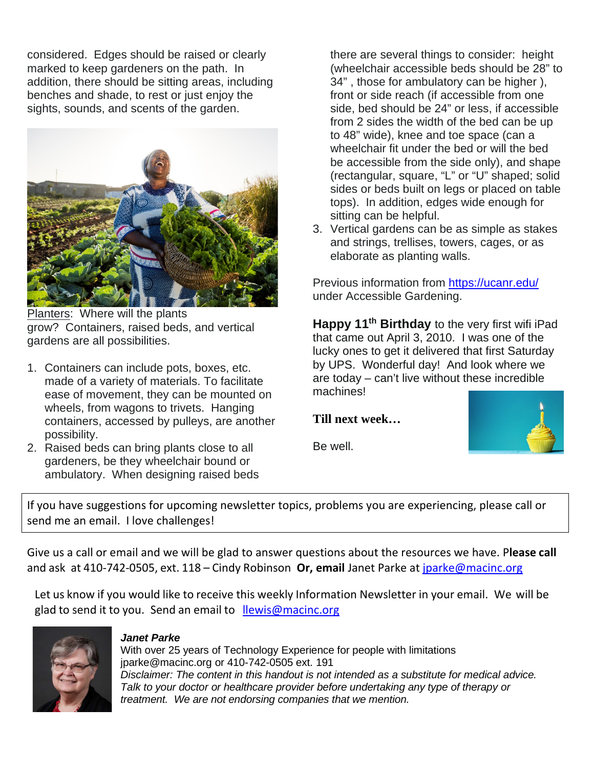considered. Edges should be raised or clearly marked to keep gardeners on the path. In addition, there should be sitting areas, including benches and shade, to rest or just enjoy the sights, sounds, and scents of the garden.

Planters: Where will the plants grow? Containers, raised beds, and vertical gardens are all possibilities.

1. Containers can include pots, boxes, etc. made of a variety of materials. To facilitate ease of movement, they can be mounted on wheels, from wagons to trivets. Hanging containers, accessed by pulleys, are another possibility.
2. Raised beds can bring plants close to all gardeners, be they wheelchair bound or ambulatory. When designing raised beds there are several things to consider: height (wheelchair accessible beds should be 28" to 34" , those for ambulatory can be higher ), front or side reach (if accessible from one side, bed should be 24" or less, if accessible from 2 sides the width of the bed can be up to 48" wide), knee and toe space (can a wheelchair fit under the bed or will the bed be accessible from the side only), and shape (rectangular, square, "L" or "U" shaped; solid sides or beds built on legs or placed on table tops). In addition, edges wide enough for sitting can be helpful.
3. Vertical gardens can be as simple as stakes and strings, trellises, towers, cages, or as elaborate as planting walls.

Previous information from https://ucanr.edu/ under Accessible Gardening.

**Happy 11th Birthday** to the very first wifi iPad that came out April 3, 2010. I was one of the lucky ones to get it delivered that first Saturday by UPS. Wonderful day! And look where we are today – can't live without these incredible machines!

**Till next week…**

Be well.

If you have suggestions for upcoming newsletter topics, problems you are experiencing, please call or send me an email. I love challenges!

Give us a call or email and we will be glad to answer questions about the resources we have. P**lease call** and ask at 410-742-0505, ext. 118 – Cindy Robinson **Or, email** Janet Parke at jparke@macinc.org

Let us know if you would like to receive this weekly Information Newsletter in your email. We will be glad to send it to you. Send an email to llewis@macinc.org

***Janet Parke***
With over 25 years of Technology Experience for people with limitations
jparke@macinc.org or 410-742-0505 ext. 191
*Disclaimer: The content in this handout is not intended as a substitute for medical advice. Talk to your doctor or healthcare provider before undertaking any type of therapy or treatment. We are not endorsing companies that we mention.*